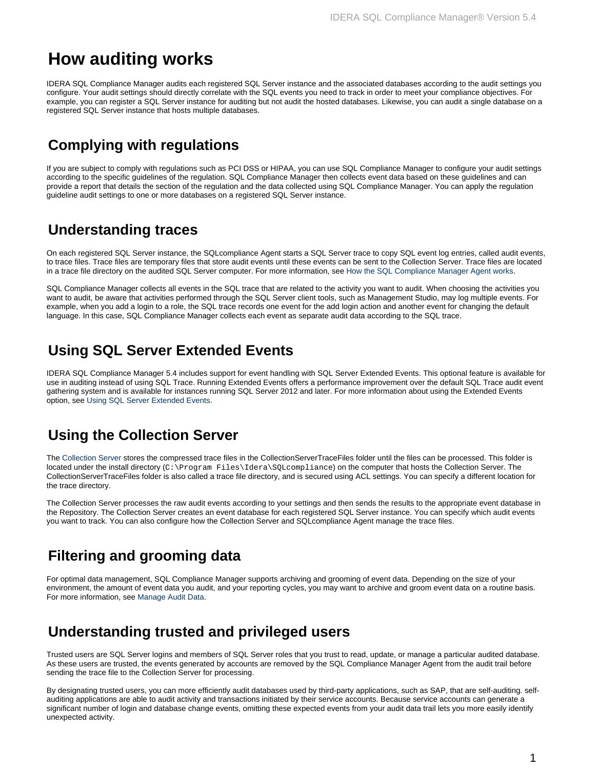# How auditing works

IDERA SQL Compliance Manager audits each registered SQL Server instance and the associated databases according to the audit settings you configure. Your audit settings should directly correlate with the SQL events you need to track in order to meet your compliance objectives. For example, you can register a SQL Server instance for auditing but not audit the hosted databases. Likewise, you can audit a single database on a registered SQL Server instance that hosts multiple databases.

## Complying with regulations

If you are subject to comply with regulations such as PCI DSS or HIPAA, you can use SQL Compliance Manager to configure your audit settings according to the specific guidelines of the regulation. SQL Compliance Manager then collects event data based on these guidelines and can provide a report that details the section of the regulation and the data collected using SQL Compliance Manager. You can apply the regulation guideline audit settings to one or more databases on a registered SQL Server instance.

## Understanding traces

On each registered SQL Server instance, the SQLcompliance Agent starts a SQL Server trace to copy SQL event log entries, called audit events, to trace files. Trace files are temporary files that store audit events until these events can be sent to the Collection Server. Trace files are located in a trace file directory on the audited SQL Server computer. For more information, see How the SQL Compliance Manager Agent works.

SQL Compliance Manager collects all events in the SQL trace that are related to the activity you want to audit. When choosing the activities you want to audit, be aware that activities performed through the SQL Server client tools, such as Management Studio, may log multiple events. For example, when you add a login to a role, the SQL trace records one event for the add login action and another event for changing the default language. In this case, SQL Compliance Manager collects each event as separate audit data according to the SQL trace.

## Using SQL Server Extended Events

IDERA SQL Compliance Manager 5.4 includes support for event handling with SQL Server Extended Events. This optional feature is available for use in auditing instead of using SQL Trace. Running Extended Events offers a performance improvement over the default SQL Trace audit event gathering system and is available for instances running SQL Server 2012 and later. For more information about using the Extended Events option, see Using SQL Server Extended Events.

## Using the Collection Server

The Collection Server stores the compressed trace files in the CollectionServerTraceFiles folder until the files can be processed. This folder is located under the install directory (`C:\Program Files\Idera\SQLcompliance`) on the computer that hosts the Collection Server. The CollectionServerTraceFiles folder is also called a trace file directory, and is secured using ACL settings. You can specify a different location for the trace directory.

The Collection Server processes the raw audit events according to your settings and then sends the results to the appropriate event database in the Repository. The Collection Server creates an event database for each registered SQL Server instance. You can specify which audit events you want to track. You can also configure how the Collection Server and SQLcompliance Agent manage the trace files.

## Filtering and grooming data

For optimal data management, SQL Compliance Manager supports archiving and grooming of event data. Depending on the size of your environment, the amount of event data you audit, and your reporting cycles, you may want to archive and groom event data on a routine basis. For more information, see Manage Audit Data.

## Understanding trusted and privileged users

Trusted users are SQL Server logins and members of SQL Server roles that you trust to read, update, or manage a particular audited database. As these users are trusted, the events generated by accounts are removed by the SQL Compliance Manager Agent from the audit trail before sending the trace file to the Collection Server for processing.

By designating trusted users, you can more efficiently audit databases used by third-party applications, such as SAP, that are self-auditing. self-auditing applications are able to audit activity and transactions initiated by their service accounts. Because service accounts can generate a significant number of login and database change events, omitting these expected events from your audit data trail lets you more easily identify unexpected activity.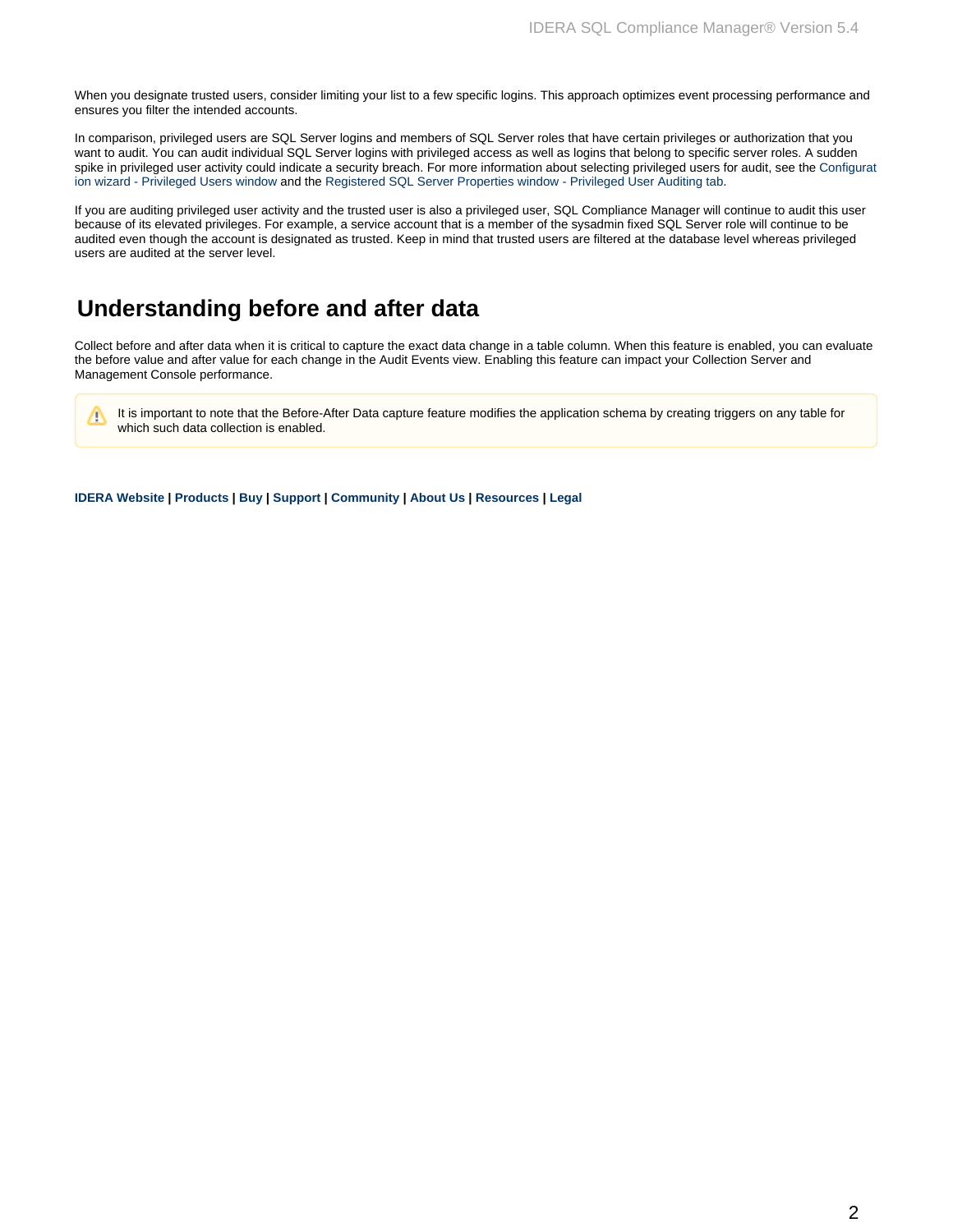When you designate trusted users, consider limiting your list to a few specific logins. This approach optimizes event processing performance and ensures you filter the intended accounts.

In comparison, privileged users are SQL Server logins and members of SQL Server roles that have certain privileges or authorization that you want to audit. You can audit individual SQL Server logins with privileged access as well as logins that belong to specific server roles. A sudden spike in privileged user activity could indicate a security breach. For more information about selecting privileged users for audit, see the Configuration wizard - Privileged Users window and the Registered SQL Server Properties window - Privileged User Auditing tab.

If you are auditing privileged user activity and the trusted user is also a privileged user, SQL Compliance Manager will continue to audit this user because of its elevated privileges. For example, a service account that is a member of the sysadmin fixed SQL Server role will continue to be audited even though the account is designated as trusted. Keep in mind that trusted users are filtered at the database level whereas privileged users are audited at the server level.

## Understanding before and after data

Collect before and after data when it is critical to capture the exact data change in a table column. When this feature is enabled, you can evaluate the before value and after value for each change in the Audit Events view. Enabling this feature can impact your Collection Server and Management Console performance.

> ⚠ It is important to note that the Before-After Data capture feature modifies the application schema by creating triggers on any table for which such data collection is enabled.

**IDERA Website | Products | Buy | Support | Community | About Us | Resources | Legal**